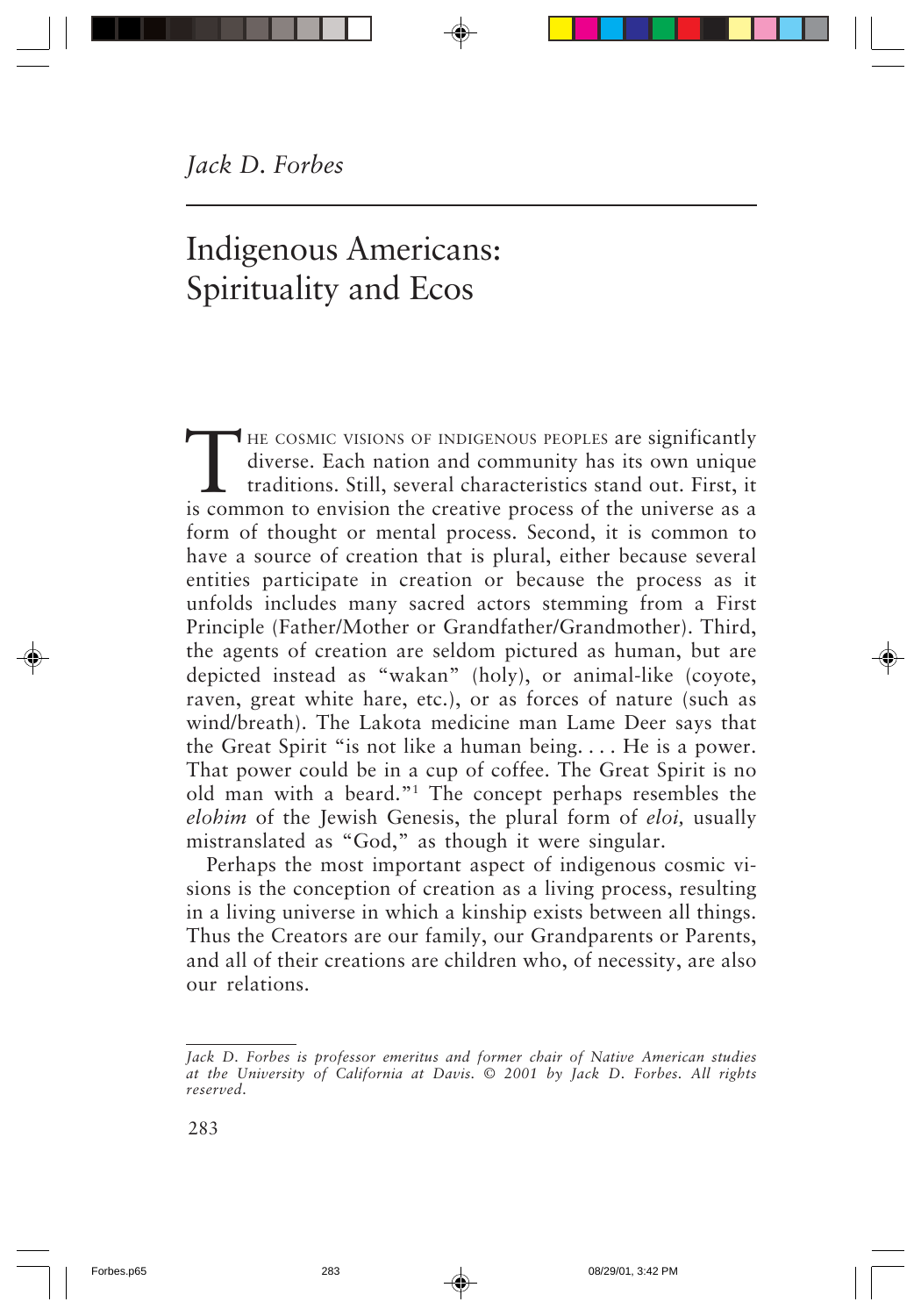*Jack D. Forbes*

# Indigenous Americans: Spirituality and Ecos

THE COSMIC VISIONS OF INDIGENOUS PEOPLES are significantly diverse. Each nation and community has its own unique traditions. Still, several characteristics stand out. First, it is common to envision the creative process of the universe as a form of thought or mental process. Second, it is common to have a source of creation that is plural, either because several entities participate in creation or because the process as it unfolds includes many sacred actors stemming from a First Principle (Father/Mother or Grandfather/Grandmother). Third, the agents of creation are seldom pictured as human, but are depicted instead as "wakan" (holy), or animal-like (coyote, raven, great white hare, etc.), or as forces of nature (such as wind/breath). The Lakota medicine man Lame Deer says that the Great Spirit "is not like a human being. . . . He is a power. That power could be in a cup of coffee. The Great Spirit is no old man with a beard."[1] The concept perhaps resembles the *elohim* of the Jewish Genesis, the plural form of *eloi,* usually mistranslated as "God," as though it were singular.

Perhaps the most important aspect of indigenous cosmic visions is the conception of creation as a living process, resulting in a living universe in which a kinship exists between all things. Thus the Creators are our family, our Grandparents or Parents, and all of their creations are children who, of necessity, are also our relations.

---

*Jack D. Forbes is professor emeritus and former chair of Native American studies at the University of California at Davis. © 2001 by Jack D. Forbes. All rights reserved.*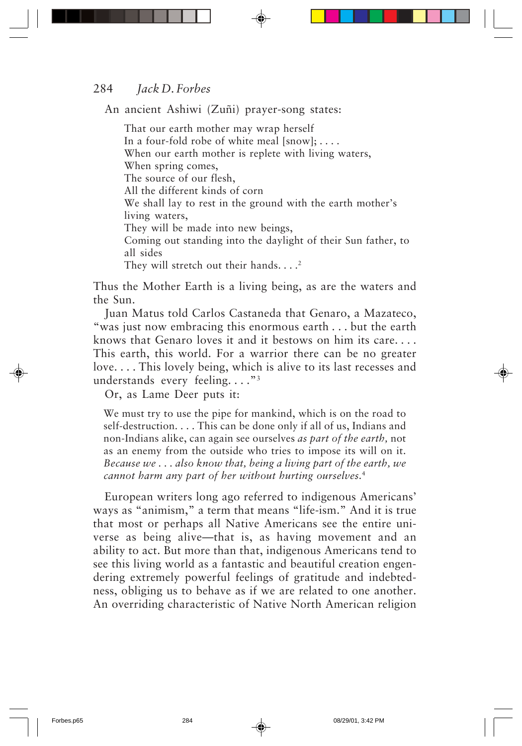An ancient Ashiwi (Zuñi) prayer-song states:

> That our earth mother may wrap herself
> In a four-fold robe of white meal [snow]; . . . .
> When our earth mother is replete with living waters,
> When spring comes,
> The source of our flesh,
> All the different kinds of corn
> We shall lay to rest in the ground with the earth mother's living waters,
> They will be made into new beings,
> Coming out standing into the daylight of their Sun father, to all sides
> They will stretch out their hands. . . .[2]

Thus the Mother Earth is a living being, as are the waters and the Sun.

Juan Matus told Carlos Castaneda that Genaro, a Mazateco, "was just now embracing this enormous earth . . . but the earth knows that Genaro loves it and it bestows on him its care. . . . This earth, this world. For a warrior there can be no greater love. . . . This lovely being, which is alive to its last recesses and understands every feeling. . . ."[3]

Or, as Lame Deer puts it:

> We must try to use the pipe for mankind, which is on the road to self-destruction. . . . This can be done only if all of us, Indians and non-Indians alike, can again see ourselves *as part of the earth,* not as an enemy from the outside who tries to impose its will on it. *Because we . . . also know that, being a living part of the earth, we cannot harm any part of her without hurting ourselves.*[4]

European writers long ago referred to indigenous Americans' ways as "animism," a term that means "life-ism." And it is true that most or perhaps all Native Americans see the entire universe as being alive—that is, as having movement and an ability to act. But more than that, indigenous Americans tend to see this living world as a fantastic and beautiful creation engendering extremely powerful feelings of gratitude and indebtedness, obliging us to behave as if we are related to one another. An overriding characteristic of Native North American religion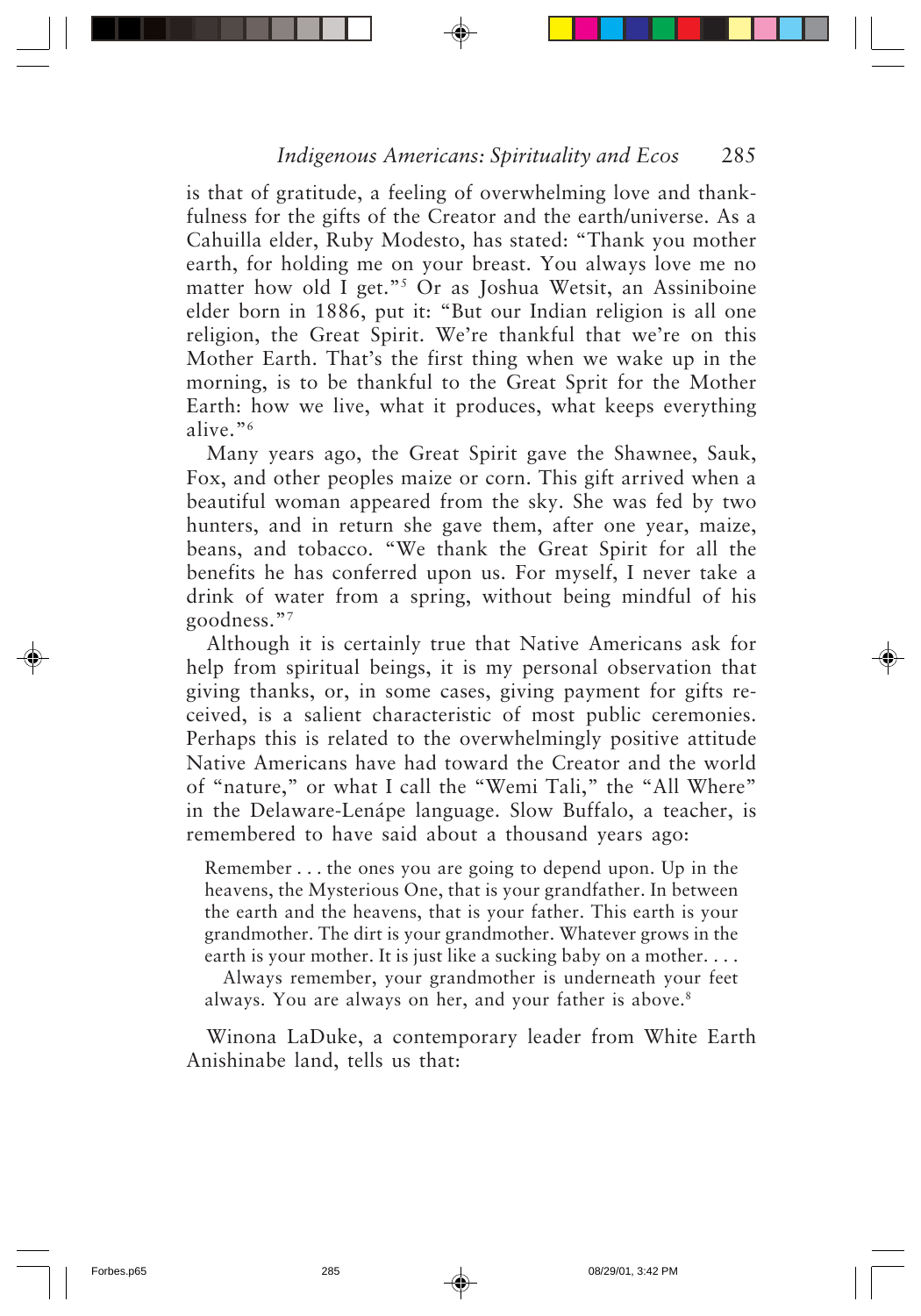is that of gratitude, a feeling of overwhelming love and thankfulness for the gifts of the Creator and the earth/universe. As a Cahuilla elder, Ruby Modesto, has stated: "Thank you mother earth, for holding me on your breast. You always love me no matter how old I get."[5] Or as Joshua Wetsit, an Assiniboine elder born in 1886, put it: "But our Indian religion is all one religion, the Great Spirit. We're thankful that we're on this Mother Earth. That's the first thing when we wake up in the morning, is to be thankful to the Great Sprit for the Mother Earth: how we live, what it produces, what keeps everything alive."[6]

Many years ago, the Great Spirit gave the Shawnee, Sauk, Fox, and other peoples maize or corn. This gift arrived when a beautiful woman appeared from the sky. She was fed by two hunters, and in return she gave them, after one year, maize, beans, and tobacco. "We thank the Great Spirit for all the benefits he has conferred upon us. For myself, I never take a drink of water from a spring, without being mindful of his goodness."[7]

Although it is certainly true that Native Americans ask for help from spiritual beings, it is my personal observation that giving thanks, or, in some cases, giving payment for gifts received, is a salient characteristic of most public ceremonies. Perhaps this is related to the overwhelmingly positive attitude Native Americans have had toward the Creator and the world of "nature," or what I call the "Wemi Tali," the "All Where" in the Delaware-Lenápe language. Slow Buffalo, a teacher, is remembered to have said about a thousand years ago:

> Remember . . . the ones you are going to depend upon. Up in the heavens, the Mysterious One, that is your grandfather. In between the earth and the heavens, that is your father. This earth is your grandmother. The dirt is your grandmother. Whatever grows in the earth is your mother. It is just like a sucking baby on a mother. . . .
>
> Always remember, your grandmother is underneath your feet always. You are always on her, and your father is above.[8]

Winona LaDuke, a contemporary leader from White Earth Anishinabe land, tells us that: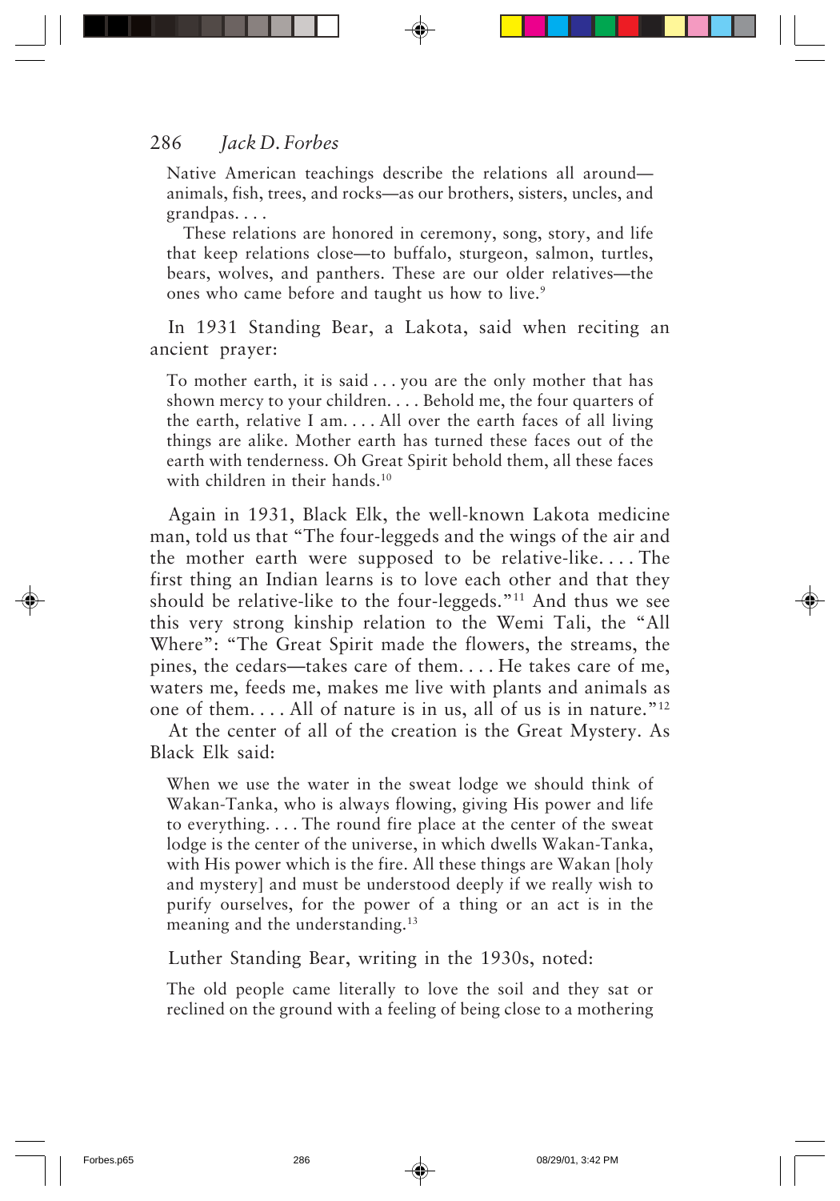> Native American teachings describe the relations all around—animals, fish, trees, and rocks—as our brothers, sisters, uncles, and grandpas. . . .
>
> These relations are honored in ceremony, song, story, and life that keep relations close—to buffalo, sturgeon, salmon, turtles, bears, wolves, and panthers. These are our older relatives—the ones who came before and taught us how to live.[9]

In 1931 Standing Bear, a Lakota, said when reciting an ancient prayer:

> To mother earth, it is said . . . you are the only mother that has shown mercy to your children. . . . Behold me, the four quarters of the earth, relative I am. . . . All over the earth faces of all living things are alike. Mother earth has turned these faces out of the earth with tenderness. Oh Great Spirit behold them, all these faces with children in their hands.[10]

Again in 1931, Black Elk, the well-known Lakota medicine man, told us that "The four-leggeds and the wings of the air and the mother earth were supposed to be relative-like. . . . The first thing an Indian learns is to love each other and that they should be relative-like to the four-leggeds."[11] And thus we see this very strong kinship relation to the Wemi Tali, the "All Where": "The Great Spirit made the flowers, the streams, the pines, the cedars—takes care of them. . . . He takes care of me, waters me, feeds me, makes me live with plants and animals as one of them. . . . All of nature is in us, all of us is in nature."[12]

At the center of all of the creation is the Great Mystery. As Black Elk said:

> When we use the water in the sweat lodge we should think of Wakan-Tanka, who is always flowing, giving His power and life to everything. . . . The round fire place at the center of the sweat lodge is the center of the universe, in which dwells Wakan-Tanka, with His power which is the fire. All these things are Wakan [holy and mystery] and must be understood deeply if we really wish to purify ourselves, for the power of a thing or an act is in the meaning and the understanding.[13]

Luther Standing Bear, writing in the 1930s, noted:

> The old people came literally to love the soil and they sat or reclined on the ground with a feeling of being close to a mothering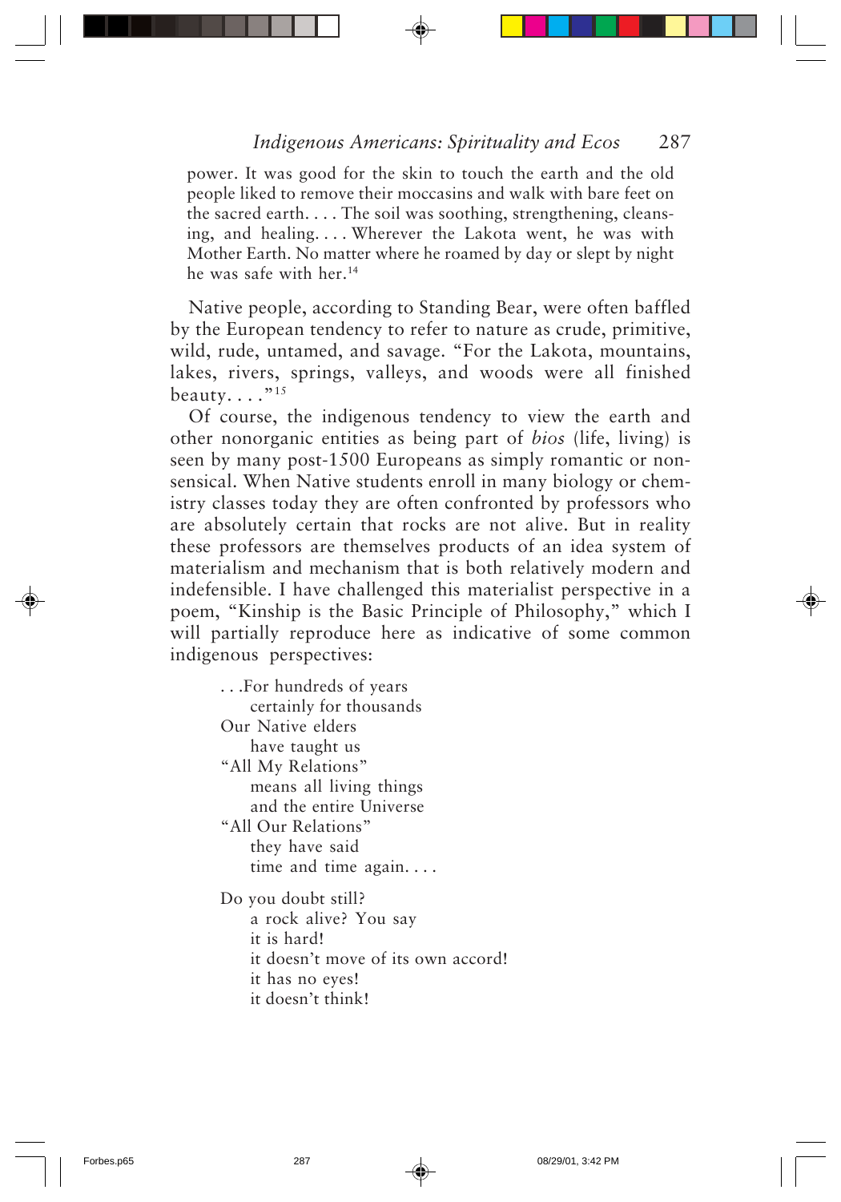> power. It was good for the skin to touch the earth and the old people liked to remove their moccasins and walk with bare feet on the sacred earth. . . . The soil was soothing, strengthening, cleansing, and healing. . . . Wherever the Lakota went, he was with Mother Earth. No matter where he roamed by day or slept by night he was safe with her.[14]

Native people, according to Standing Bear, were often baffled by the European tendency to refer to nature as crude, primitive, wild, rude, untamed, and savage. "For the Lakota, mountains, lakes, rivers, springs, valleys, and woods were all finished beauty. . . ."[15]

Of course, the indigenous tendency to view the earth and other nonorganic entities as being part of *bios* (life, living) is seen by many post-1500 Europeans as simply romantic or nonsensical. When Native students enroll in many biology or chemistry classes today they are often confronted by professors who are absolutely certain that rocks are not alive. But in reality these professors are themselves products of an idea system of materialism and mechanism that is both relatively modern and indefensible. I have challenged this materialist perspective in a poem, "Kinship is the Basic Principle of Philosophy," which I will partially reproduce here as indicative of some common indigenous perspectives:

> . . .For hundreds of years
>   certainly for thousands
> Our Native elders
>   have taught us
> "All My Relations"
>   means all living things
>   and the entire Universe
> "All Our Relations"
>   they have said
>   time and time again. . . .
>
> Do you doubt still?
>   a rock alive? You say
>   it is hard!
>   it doesn't move of its own accord!
>   it has no eyes!
>   it doesn't think!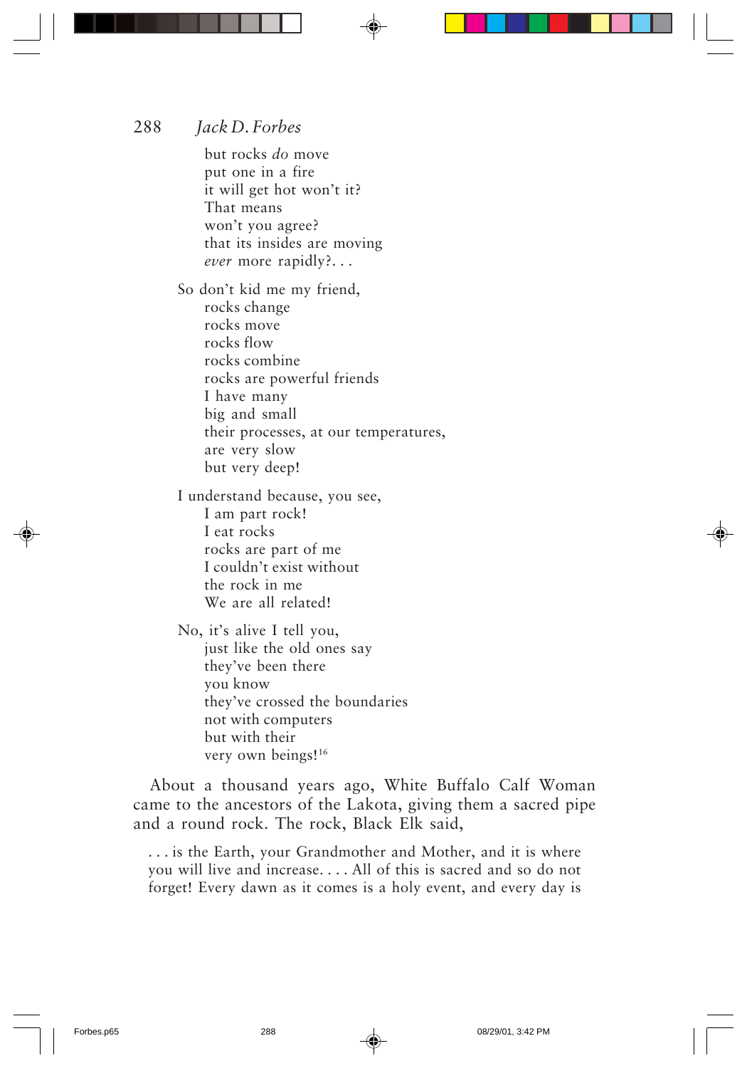but rocks *do* move  
put one in a fire  
it will get hot won't it?  
That means  
won't you agree?  
that its insides are moving  
*ever* more rapidly?. . .

So don't kid me my friend,  
rocks change  
rocks move  
rocks flow  
rocks combine  
rocks are powerful friends  
I have many  
big and small  
their processes, at our temperatures,  
are very slow  
but very deep!

I understand because, you see,  
I am part rock!  
I eat rocks  
rocks are part of me  
I couldn't exist without  
the rock in me  
We are all related!

No, it's alive I tell you,  
just like the old ones say  
they've been there  
you know  
they've crossed the boundaries  
not with computers  
but with their  
very own beings![16]

About a thousand years ago, White Buffalo Calf Woman came to the ancestors of the Lakota, giving them a sacred pipe and a round rock. The rock, Black Elk said,

> . . . is the Earth, your Grandmother and Mother, and it is where you will live and increase. . . . All of this is sacred and so do not forget! Every dawn as it comes is a holy event, and every day is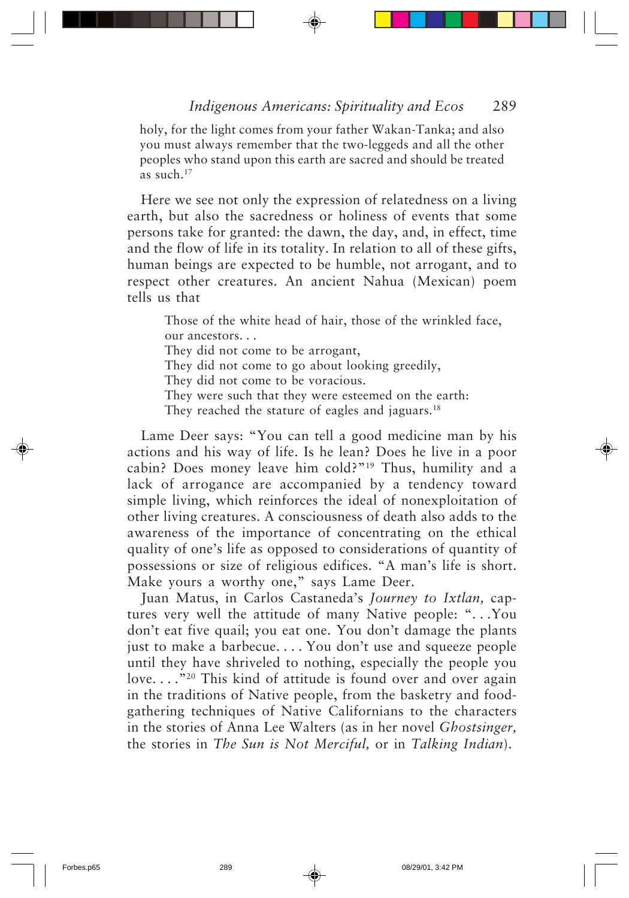> holy, for the light comes from your father Wakan-Tanka; and also you must always remember that the two-leggeds and all the other peoples who stand upon this earth are sacred and should be treated as such.[17]

Here we see not only the expression of relatedness on a living earth, but also the sacredness or holiness of events that some persons take for granted: the dawn, the day, and, in effect, time and the flow of life in its totality. In relation to all of these gifts, human beings are expected to be humble, not arrogant, and to respect other creatures. An ancient Nahua (Mexican) poem tells us that

> Those of the white head of hair, those of the wrinkled face,
> our ancestors. . .
> They did not come to be arrogant,
> They did not come to go about looking greedily,
> They did not come to be voracious.
> They were such that they were esteemed on the earth:
> They reached the stature of eagles and jaguars.[18]

Lame Deer says: "You can tell a good medicine man by his actions and his way of life. Is he lean? Does he live in a poor cabin? Does money leave him cold?"[19] Thus, humility and a lack of arrogance are accompanied by a tendency toward simple living, which reinforces the ideal of nonexploitation of other living creatures. A consciousness of death also adds to the awareness of the importance of concentrating on the ethical quality of one's life as opposed to considerations of quantity of possessions or size of religious edifices. "A man's life is short. Make yours a worthy one," says Lame Deer.

Juan Matus, in Carlos Castaneda's *Journey to Ixtlan,* captures very well the attitude of many Native people: ". . .You don't eat five quail; you eat one. You don't damage the plants just to make a barbecue. . . . You don't use and squeeze people until they have shriveled to nothing, especially the people you love. . . ."[20] This kind of attitude is found over and over again in the traditions of Native people, from the basketry and food-gathering techniques of Native Californians to the characters in the stories of Anna Lee Walters (as in her novel *Ghostsinger,* the stories in *The Sun is Not Merciful,* or in *Talking Indian*).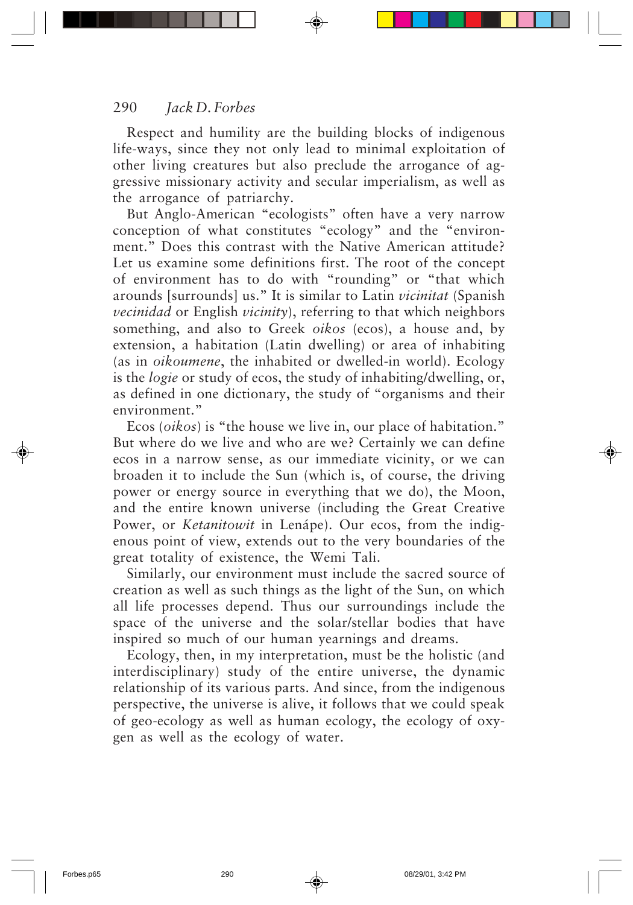Respect and humility are the building blocks of indigenous life-ways, since they not only lead to minimal exploitation of other living creatures but also preclude the arrogance of aggressive missionary activity and secular imperialism, as well as the arrogance of patriarchy.

But Anglo-American "ecologists" often have a very narrow conception of what constitutes "ecology" and the "environment." Does this contrast with the Native American attitude? Let us examine some definitions first. The root of the concept of environment has to do with "rounding" or "that which arounds [surrounds] us." It is similar to Latin *vicinitat* (Spanish *vecinidad* or English *vicinity*), referring to that which neighbors something, and also to Greek *oikos* (ecos), a house and, by extension, a habitation (Latin dwelling) or area of inhabiting (as in *oikoumene*, the inhabited or dwelled-in world). Ecology is the *logie* or study of ecos, the study of inhabiting/dwelling, or, as defined in one dictionary, the study of "organisms and their environment."

Ecos (*oikos*) is "the house we live in, our place of habitation." But where do we live and who are we? Certainly we can define ecos in a narrow sense, as our immediate vicinity, or we can broaden it to include the Sun (which is, of course, the driving power or energy source in everything that we do), the Moon, and the entire known universe (including the Great Creative Power, or *Ketanitowit* in Lenápe). Our ecos, from the indigenous point of view, extends out to the very boundaries of the great totality of existence, the Wemi Tali.

Similarly, our environment must include the sacred source of creation as well as such things as the light of the Sun, on which all life processes depend. Thus our surroundings include the space of the universe and the solar/stellar bodies that have inspired so much of our human yearnings and dreams.

Ecology, then, in my interpretation, must be the holistic (and interdisciplinary) study of the entire universe, the dynamic relationship of its various parts. And since, from the indigenous perspective, the universe is alive, it follows that we could speak of geo-ecology as well as human ecology, the ecology of oxygen as well as the ecology of water.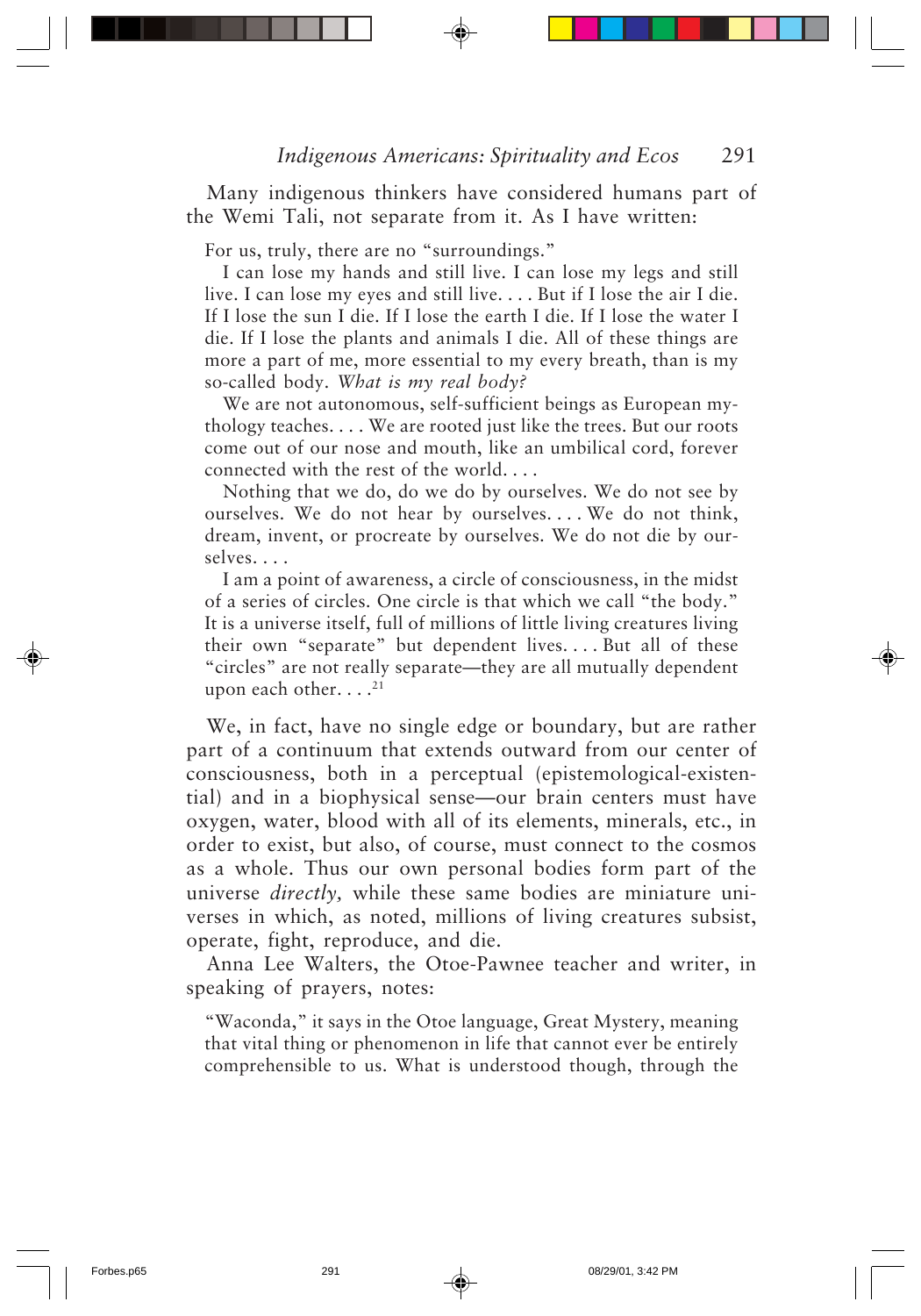Many indigenous thinkers have considered humans part of the Wemi Tali, not separate from it. As I have written:

> For us, truly, there are no "surroundings."
>
> I can lose my hands and still live. I can lose my legs and still live. I can lose my eyes and still live. . . . But if I lose the air I die. If I lose the sun I die. If I lose the earth I die. If I lose the water I die. If I lose the plants and animals I die. All of these things are more a part of me, more essential to my every breath, than is my so-called body. *What is my real body?*
>
> We are not autonomous, self-sufficient beings as European mythology teaches. . . . We are rooted just like the trees. But our roots come out of our nose and mouth, like an umbilical cord, forever connected with the rest of the world. . . .
>
> Nothing that we do, do we do by ourselves. We do not see by ourselves. We do not hear by ourselves. . . . We do not think, dream, invent, or procreate by ourselves. We do not die by ourselves. . . .
>
> I am a point of awareness, a circle of consciousness, in the midst of a series of circles. One circle is that which we call "the body." It is a universe itself, full of millions of little living creatures living their own "separate" but dependent lives. . . . But all of these "circles" are not really separate—they are all mutually dependent upon each other. . . .[21]

We, in fact, have no single edge or boundary, but are rather part of a continuum that extends outward from our center of consciousness, both in a perceptual (epistemological-existential) and in a biophysical sense—our brain centers must have oxygen, water, blood with all of its elements, minerals, etc., in order to exist, but also, of course, must connect to the cosmos as a whole. Thus our own personal bodies form part of the universe *directly,* while these same bodies are miniature universes in which, as noted, millions of living creatures subsist, operate, fight, reproduce, and die.

Anna Lee Walters, the Otoe-Pawnee teacher and writer, in speaking of prayers, notes:

> "Waconda," it says in the Otoe language, Great Mystery, meaning that vital thing or phenomenon in life that cannot ever be entirely comprehensible to us. What is understood though, through the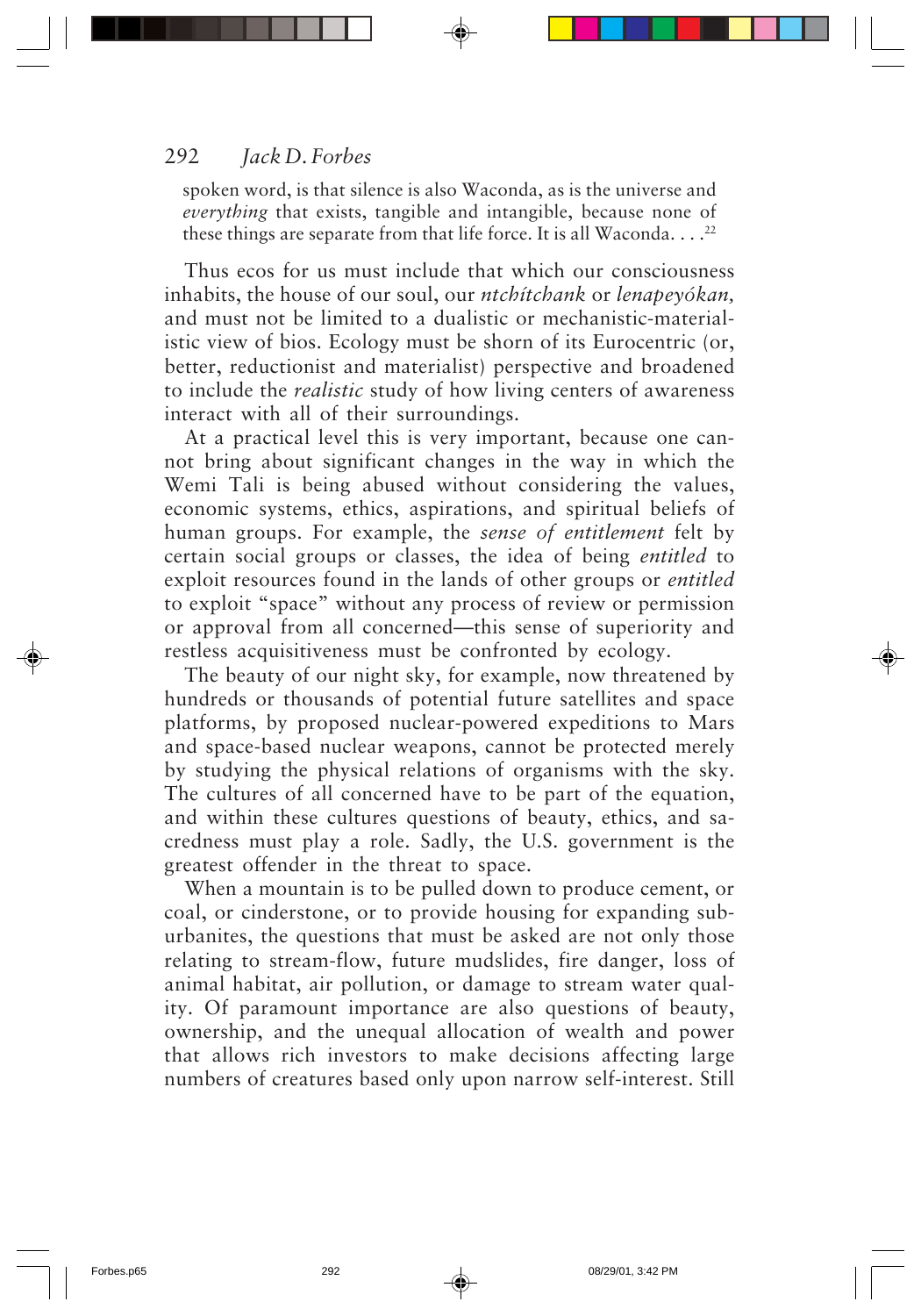spoken word, is that silence is also Waconda, as is the universe and *everything* that exists, tangible and intangible, because none of these things are separate from that life force. It is all Waconda. . . .[22]

Thus ecos for us must include that which our consciousness inhabits, the house of our soul, our *ntchítchank* or *lenapeyókan,* and must not be limited to a dualistic or mechanistic-materialistic view of bios. Ecology must be shorn of its Eurocentric (or, better, reductionist and materialist) perspective and broadened to include the *realistic* study of how living centers of awareness interact with all of their surroundings.

At a practical level this is very important, because one cannot bring about significant changes in the way in which the Wemi Tali is being abused without considering the values, economic systems, ethics, aspirations, and spiritual beliefs of human groups. For example, the *sense of entitlement* felt by certain social groups or classes, the idea of being *entitled* to exploit resources found in the lands of other groups or *entitled* to exploit "space" without any process of review or permission or approval from all concerned—this sense of superiority and restless acquisitiveness must be confronted by ecology.

The beauty of our night sky, for example, now threatened by hundreds or thousands of potential future satellites and space platforms, by proposed nuclear-powered expeditions to Mars and space-based nuclear weapons, cannot be protected merely by studying the physical relations of organisms with the sky. The cultures of all concerned have to be part of the equation, and within these cultures questions of beauty, ethics, and sacredness must play a role. Sadly, the U.S. government is the greatest offender in the threat to space.

When a mountain is to be pulled down to produce cement, or coal, or cinderstone, or to provide housing for expanding suburbanites, the questions that must be asked are not only those relating to stream-flow, future mudslides, fire danger, loss of animal habitat, air pollution, or damage to stream water quality. Of paramount importance are also questions of beauty, ownership, and the unequal allocation of wealth and power that allows rich investors to make decisions affecting large numbers of creatures based only upon narrow self-interest. Still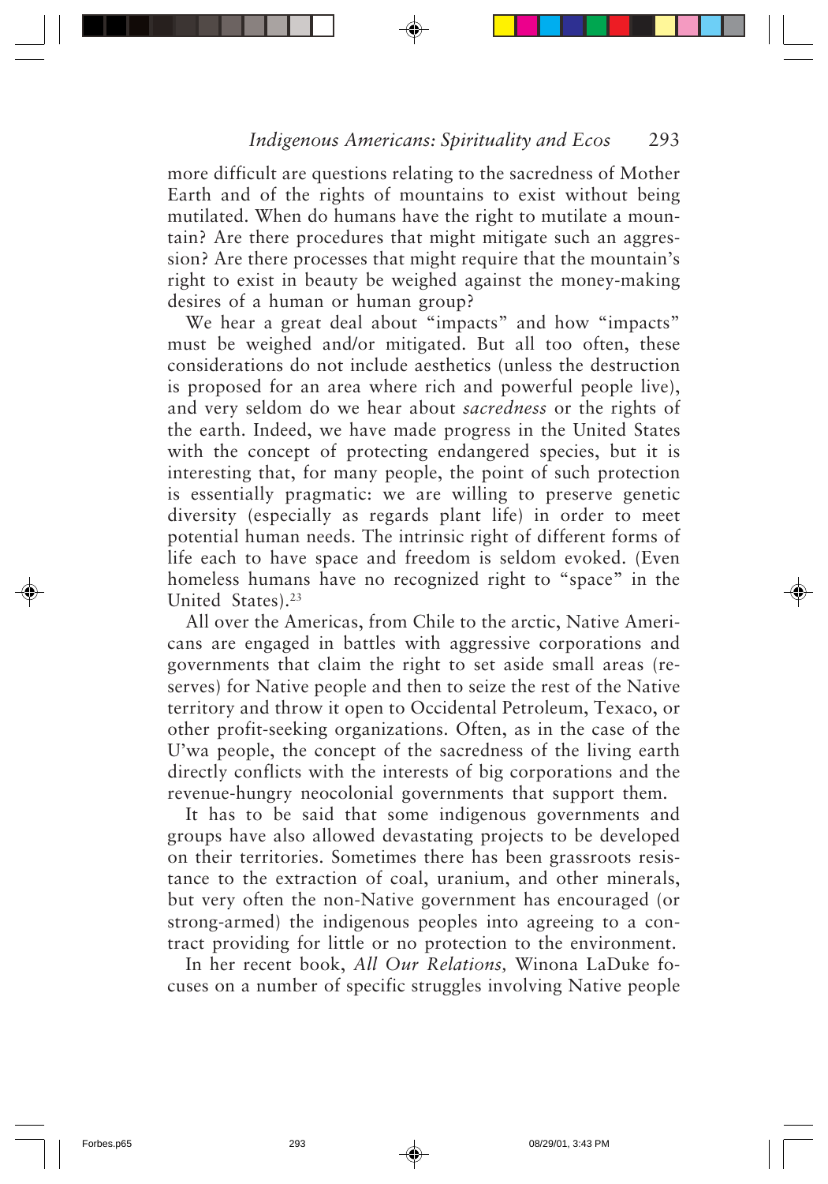more difficult are questions relating to the sacredness of Mother Earth and of the rights of mountains to exist without being mutilated. When do humans have the right to mutilate a mountain? Are there procedures that might mitigate such an aggression? Are there processes that might require that the mountain's right to exist in beauty be weighed against the money-making desires of a human or human group?

We hear a great deal about "impacts" and how "impacts" must be weighed and/or mitigated. But all too often, these considerations do not include aesthetics (unless the destruction is proposed for an area where rich and powerful people live), and very seldom do we hear about *sacredness* or the rights of the earth. Indeed, we have made progress in the United States with the concept of protecting endangered species, but it is interesting that, for many people, the point of such protection is essentially pragmatic: we are willing to preserve genetic diversity (especially as regards plant life) in order to meet potential human needs. The intrinsic right of different forms of life each to have space and freedom is seldom evoked. (Even homeless humans have no recognized right to "space" in the United States).[23]

All over the Americas, from Chile to the arctic, Native Americans are engaged in battles with aggressive corporations and governments that claim the right to set aside small areas (reserves) for Native people and then to seize the rest of the Native territory and throw it open to Occidental Petroleum, Texaco, or other profit-seeking organizations. Often, as in the case of the U'wa people, the concept of the sacredness of the living earth directly conflicts with the interests of big corporations and the revenue-hungry neocolonial governments that support them.

It has to be said that some indigenous governments and groups have also allowed devastating projects to be developed on their territories. Sometimes there has been grassroots resistance to the extraction of coal, uranium, and other minerals, but very often the non-Native government has encouraged (or strong-armed) the indigenous peoples into agreeing to a contract providing for little or no protection to the environment.

In her recent book, *All Our Relations,* Winona LaDuke focuses on a number of specific struggles involving Native people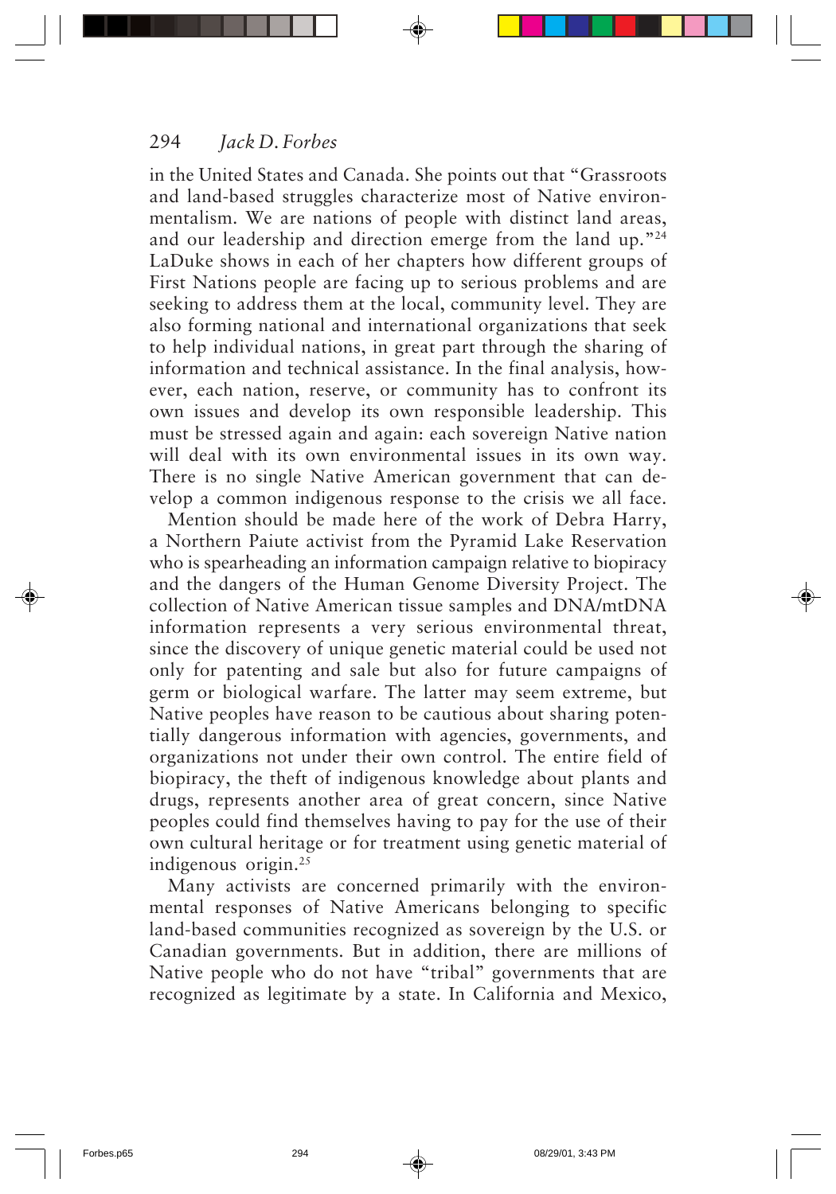in the United States and Canada. She points out that "Grassroots and land-based struggles characterize most of Native environmentalism. We are nations of people with distinct land areas, and our leadership and direction emerge from the land up."[24] LaDuke shows in each of her chapters how different groups of First Nations people are facing up to serious problems and are seeking to address them at the local, community level. They are also forming national and international organizations that seek to help individual nations, in great part through the sharing of information and technical assistance. In the final analysis, however, each nation, reserve, or community has to confront its own issues and develop its own responsible leadership. This must be stressed again and again: each sovereign Native nation will deal with its own environmental issues in its own way. There is no single Native American government that can develop a common indigenous response to the crisis we all face.

Mention should be made here of the work of Debra Harry, a Northern Paiute activist from the Pyramid Lake Reservation who is spearheading an information campaign relative to biopiracy and the dangers of the Human Genome Diversity Project. The collection of Native American tissue samples and DNA/mtDNA information represents a very serious environmental threat, since the discovery of unique genetic material could be used not only for patenting and sale but also for future campaigns of germ or biological warfare. The latter may seem extreme, but Native peoples have reason to be cautious about sharing potentially dangerous information with agencies, governments, and organizations not under their own control. The entire field of biopiracy, the theft of indigenous knowledge about plants and drugs, represents another area of great concern, since Native peoples could find themselves having to pay for the use of their own cultural heritage or for treatment using genetic material of indigenous origin.[25]

Many activists are concerned primarily with the environmental responses of Native Americans belonging to specific land-based communities recognized as sovereign by the U.S. or Canadian governments. But in addition, there are millions of Native people who do not have "tribal" governments that are recognized as legitimate by a state. In California and Mexico,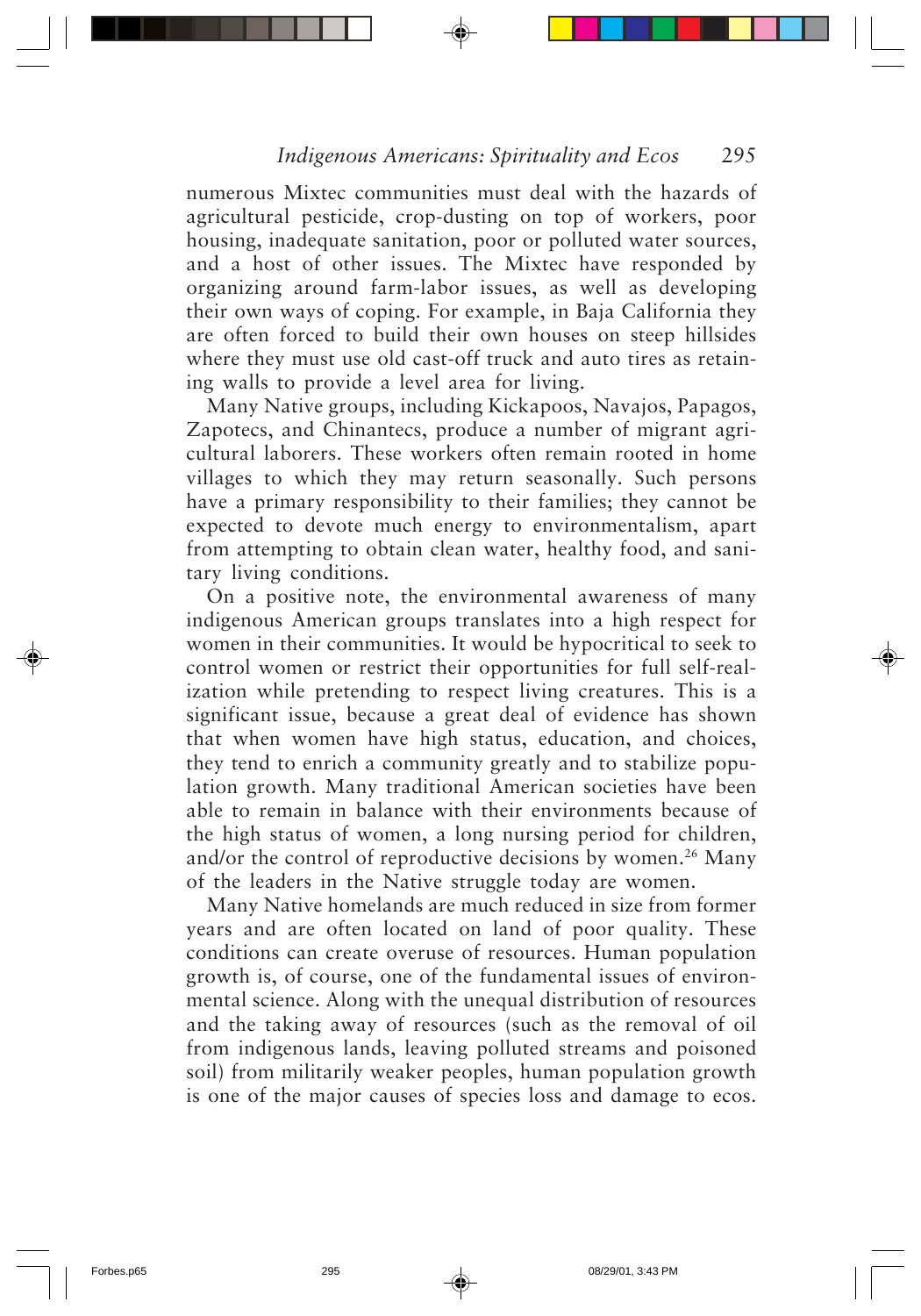numerous Mixtec communities must deal with the hazards of agricultural pesticide, crop-dusting on top of workers, poor housing, inadequate sanitation, poor or polluted water sources, and a host of other issues. The Mixtec have responded by organizing around farm-labor issues, as well as developing their own ways of coping. For example, in Baja California they are often forced to build their own houses on steep hillsides where they must use old cast-off truck and auto tires as retaining walls to provide a level area for living.

Many Native groups, including Kickapoos, Navajos, Papagos, Zapotecs, and Chinantecs, produce a number of migrant agricultural laborers. These workers often remain rooted in home villages to which they may return seasonally. Such persons have a primary responsibility to their families; they cannot be expected to devote much energy to environmentalism, apart from attempting to obtain clean water, healthy food, and sanitary living conditions.

On a positive note, the environmental awareness of many indigenous American groups translates into a high respect for women in their communities. It would be hypocritical to seek to control women or restrict their opportunities for full self-realization while pretending to respect living creatures. This is a significant issue, because a great deal of evidence has shown that when women have high status, education, and choices, they tend to enrich a community greatly and to stabilize population growth. Many traditional American societies have been able to remain in balance with their environments because of the high status of women, a long nursing period for children, and/or the control of reproductive decisions by women.[26] Many of the leaders in the Native struggle today are women.

Many Native homelands are much reduced in size from former years and are often located on land of poor quality. These conditions can create overuse of resources. Human population growth is, of course, one of the fundamental issues of environmental science. Along with the unequal distribution of resources and the taking away of resources (such as the removal of oil from indigenous lands, leaving polluted streams and poisoned soil) from militarily weaker peoples, human population growth is one of the major causes of species loss and damage to ecos.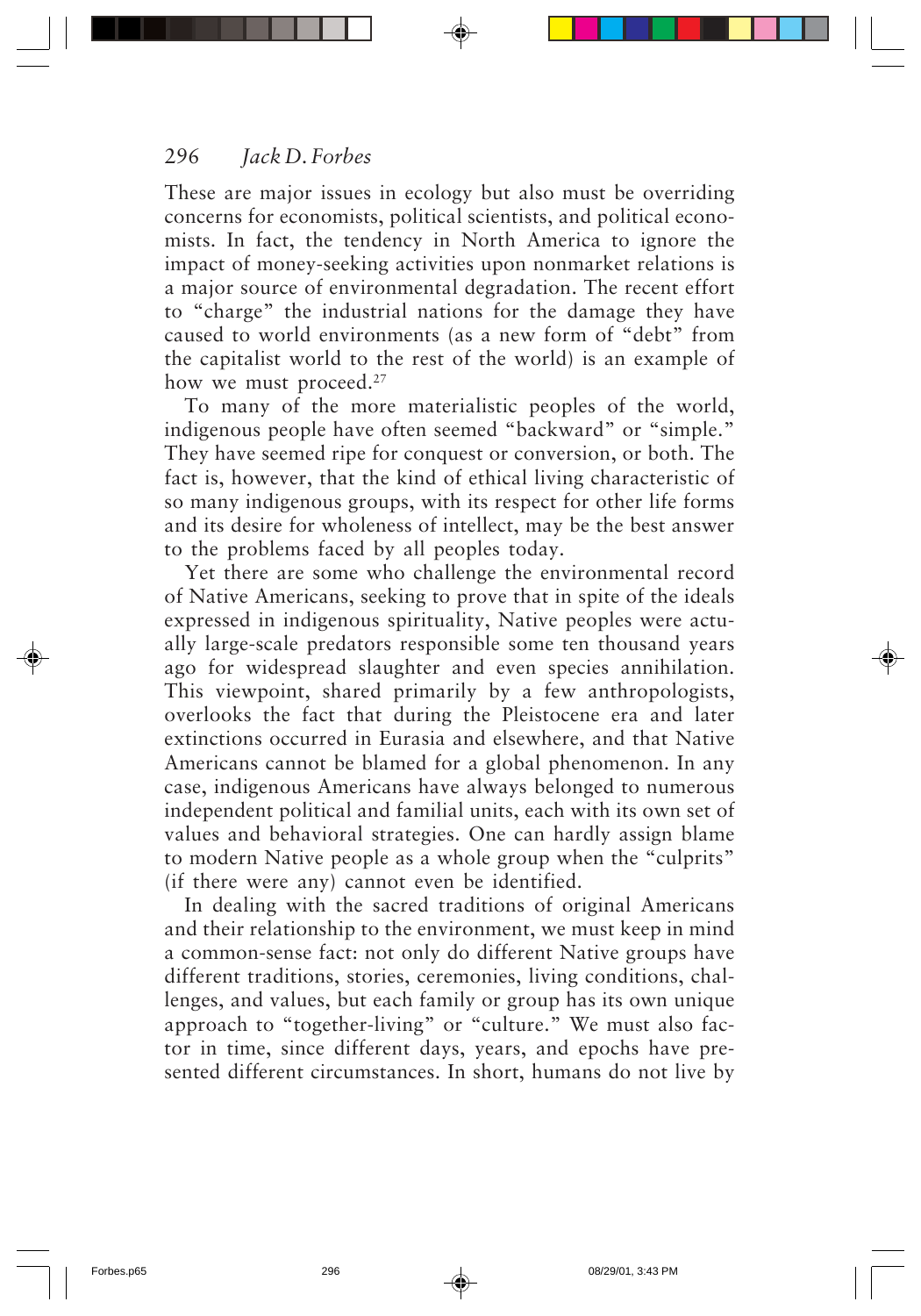These are major issues in ecology but also must be overriding concerns for economists, political scientists, and political economists. In fact, the tendency in North America to ignore the impact of money-seeking activities upon nonmarket relations is a major source of environmental degradation. The recent effort to "charge" the industrial nations for the damage they have caused to world environments (as a new form of "debt" from the capitalist world to the rest of the world) is an example of how we must proceed.[27]

To many of the more materialistic peoples of the world, indigenous people have often seemed "backward" or "simple." They have seemed ripe for conquest or conversion, or both. The fact is, however, that the kind of ethical living characteristic of so many indigenous groups, with its respect for other life forms and its desire for wholeness of intellect, may be the best answer to the problems faced by all peoples today.

Yet there are some who challenge the environmental record of Native Americans, seeking to prove that in spite of the ideals expressed in indigenous spirituality, Native peoples were actually large-scale predators responsible some ten thousand years ago for widespread slaughter and even species annihilation. This viewpoint, shared primarily by a few anthropologists, overlooks the fact that during the Pleistocene era and later extinctions occurred in Eurasia and elsewhere, and that Native Americans cannot be blamed for a global phenomenon. In any case, indigenous Americans have always belonged to numerous independent political and familial units, each with its own set of values and behavioral strategies. One can hardly assign blame to modern Native people as a whole group when the "culprits" (if there were any) cannot even be identified.

In dealing with the sacred traditions of original Americans and their relationship to the environment, we must keep in mind a common-sense fact: not only do different Native groups have different traditions, stories, ceremonies, living conditions, challenges, and values, but each family or group has its own unique approach to "together-living" or "culture." We must also factor in time, since different days, years, and epochs have presented different circumstances. In short, humans do not live by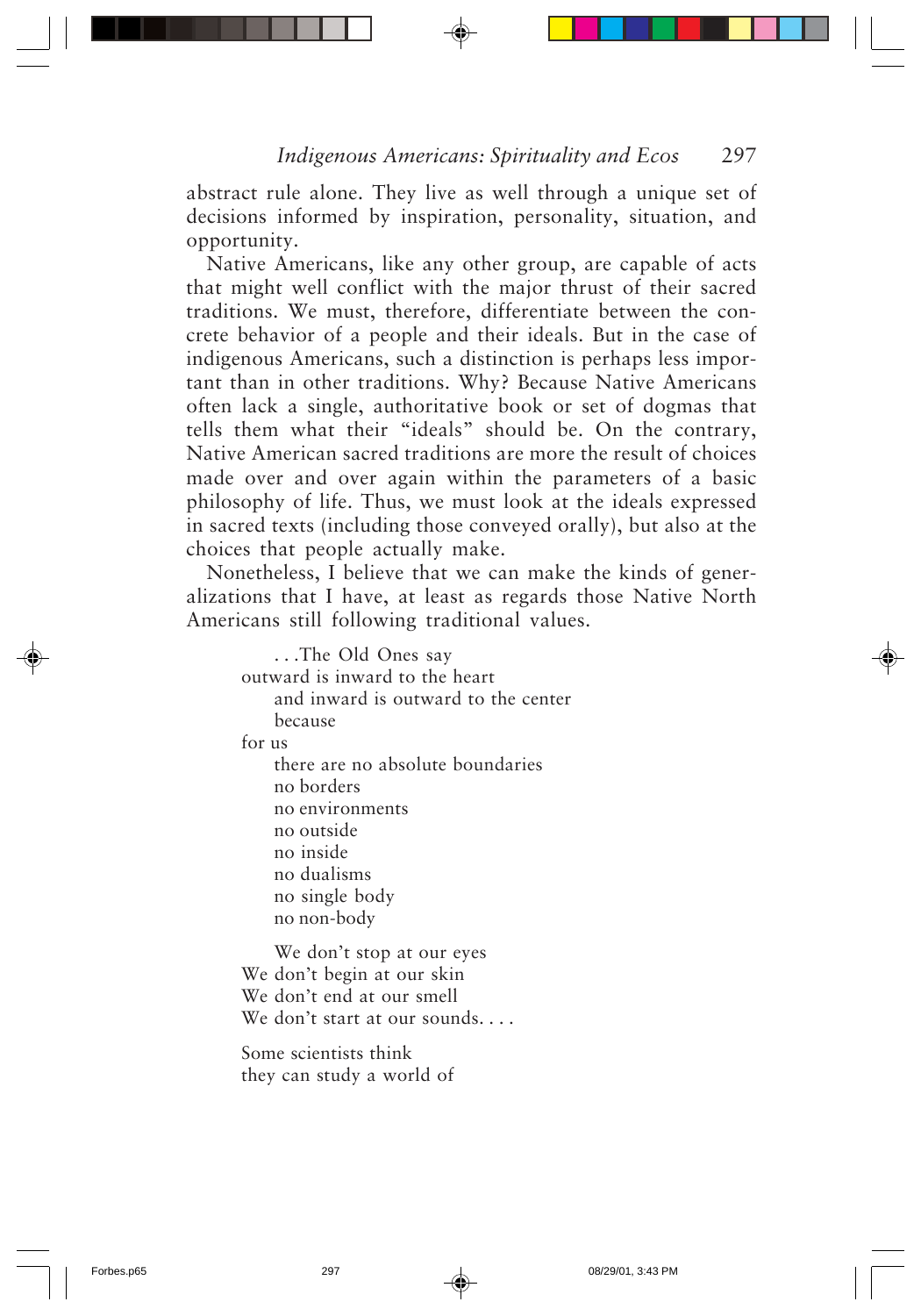abstract rule alone. They live as well through a unique set of decisions informed by inspiration, personality, situation, and opportunity.

Native Americans, like any other group, are capable of acts that might well conflict with the major thrust of their sacred traditions. We must, therefore, differentiate between the concrete behavior of a people and their ideals. But in the case of indigenous Americans, such a distinction is perhaps less important than in other traditions. Why? Because Native Americans often lack a single, authoritative book or set of dogmas that tells them what their "ideals" should be. On the contrary, Native American sacred traditions are more the result of choices made over and over again within the parameters of a basic philosophy of life. Thus, we must look at the ideals expressed in sacred texts (including those conveyed orally), but also at the choices that people actually make.

Nonetheless, I believe that we can make the kinds of generalizations that I have, at least as regards those Native North Americans still following traditional values.

> . . .The Old Ones say  
> outward is inward to the heart  
> and inward is outward to the center  
> because  
> for us  
> there are no absolute boundaries  
> no borders  
> no environments  
> no outside  
> no inside  
> no dualisms  
> no single body  
> no non-body
>
> We don't stop at our eyes  
> We don't begin at our skin  
> We don't end at our smell  
> We don't start at our sounds. . . .
>
> Some scientists think  
> they can study a world of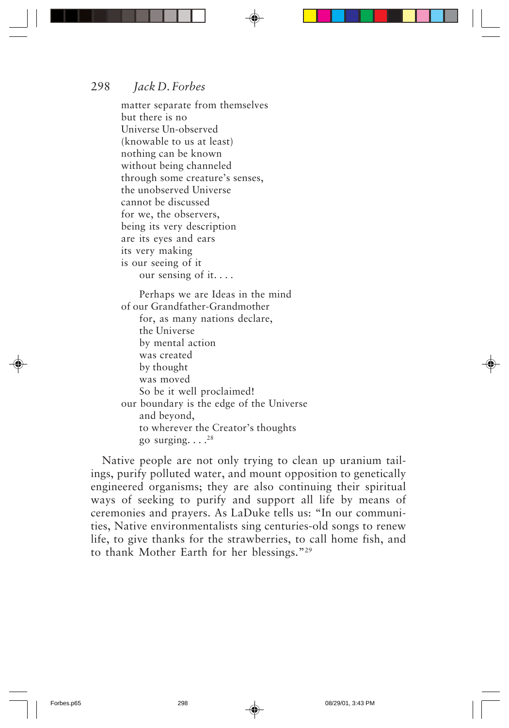matter separate from themselves
but there is no
Universe Un-observed
(knowable to us at least)
nothing can be known
without being channeled
through some creature's senses,
the unobserved Universe
cannot be discussed
for we, the observers,
being its very description
are its eyes and ears
its very making
is our seeing of it
    our sensing of it. . . .

    Perhaps we are Ideas in the mind
of our Grandfather-Grandmother
    for, as many nations declare,
    the Universe
    by mental action
    was created
    by thought
    was moved
    So be it well proclaimed!
our boundary is the edge of the Universe
    and beyond,
    to wherever the Creator's thoughts
    go surging. . . .[28]

Native people are not only trying to clean up uranium tailings, purify polluted water, and mount opposition to genetically engineered organisms; they are also continuing their spiritual ways of seeking to purify and support all life by means of ceremonies and prayers. As LaDuke tells us: "In our communities, Native environmentalists sing centuries-old songs to renew life, to give thanks for the strawberries, to call home fish, and to thank Mother Earth for her blessings."[29]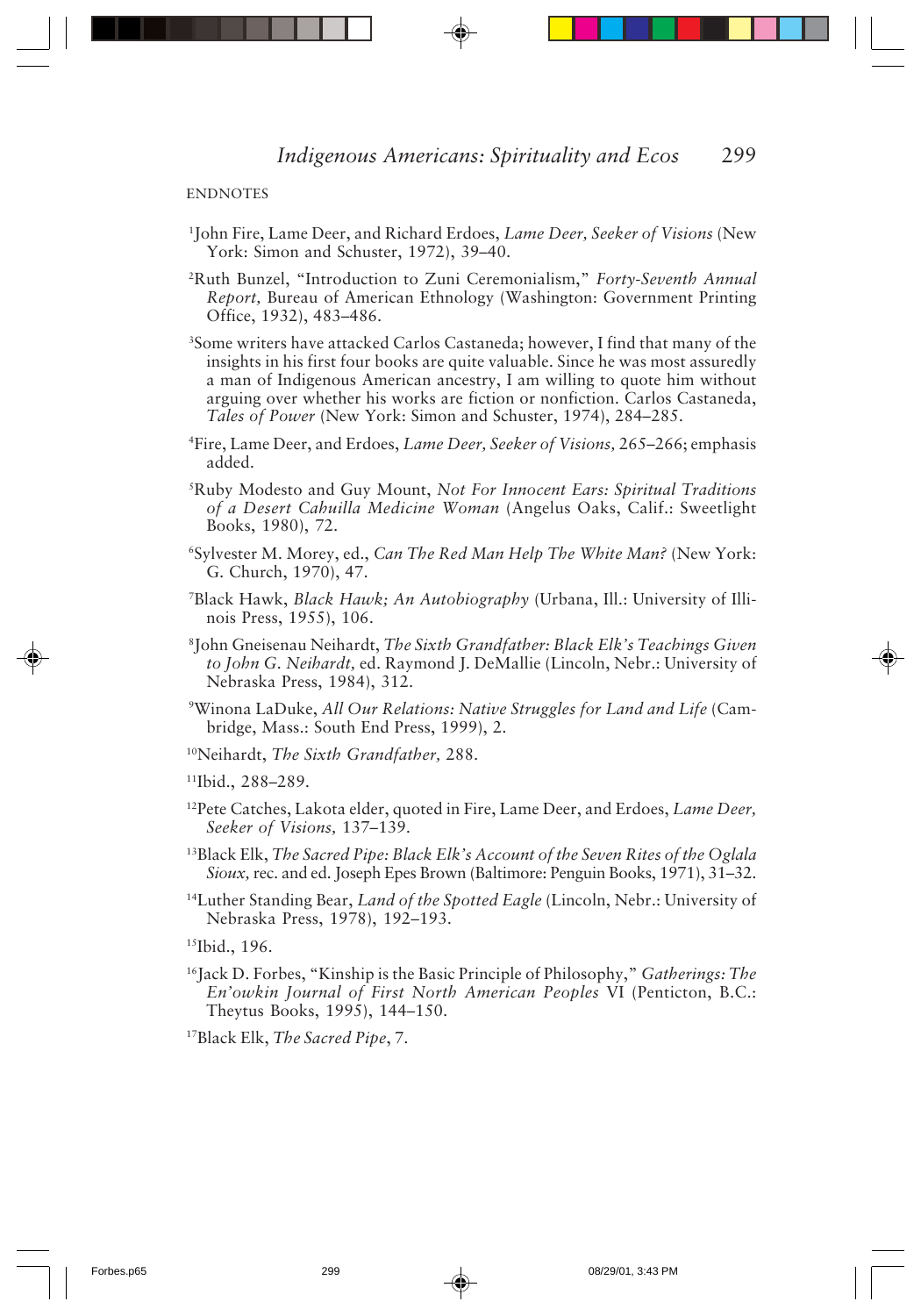ENDNOTES

[1]John Fire, Lame Deer, and Richard Erdoes, *Lame Deer, Seeker of Visions* (New York: Simon and Schuster, 1972), 39–40.

[2]Ruth Bunzel, "Introduction to Zuni Ceremonialism," *Forty-Seventh Annual Report,* Bureau of American Ethnology (Washington: Government Printing Office, 1932), 483–486.

[3]Some writers have attacked Carlos Castaneda; however, I find that many of the insights in his first four books are quite valuable. Since he was most assuredly a man of Indigenous American ancestry, I am willing to quote him without arguing over whether his works are fiction or nonfiction. Carlos Castaneda, *Tales of Power* (New York: Simon and Schuster, 1974), 284–285.

[4]Fire, Lame Deer, and Erdoes, *Lame Deer, Seeker of Visions,* 265–266; emphasis added.

[5]Ruby Modesto and Guy Mount, *Not For Innocent Ears: Spiritual Traditions of a Desert Cahuilla Medicine Woman* (Angelus Oaks, Calif.: Sweetlight Books, 1980), 72.

[6]Sylvester M. Morey, ed., *Can The Red Man Help The White Man?* (New York: G. Church, 1970), 47.

[7]Black Hawk, *Black Hawk; An Autobiography* (Urbana, Ill.: University of Illinois Press, 1955), 106.

[8]John Gneisenau Neihardt, *The Sixth Grandfather: Black Elk's Teachings Given to John G. Neihardt,* ed. Raymond J. DeMallie (Lincoln, Nebr.: University of Nebraska Press, 1984), 312.

[9]Winona LaDuke, *All Our Relations: Native Struggles for Land and Life* (Cambridge, Mass.: South End Press, 1999), 2.

[10]Neihardt, *The Sixth Grandfather,* 288.

[11]Ibid., 288–289.

[12]Pete Catches, Lakota elder, quoted in Fire, Lame Deer, and Erdoes, *Lame Deer, Seeker of Visions,* 137–139.

[13]Black Elk, *The Sacred Pipe: Black Elk's Account of the Seven Rites of the Oglala Sioux,* rec. and ed. Joseph Epes Brown (Baltimore: Penguin Books, 1971), 31–32.

[14]Luther Standing Bear, *Land of the Spotted Eagle* (Lincoln, Nebr.: University of Nebraska Press, 1978), 192–193.

[15]Ibid., 196.

[16]Jack D. Forbes, "Kinship is the Basic Principle of Philosophy," *Gatherings: The En'owkin Journal of First North American Peoples* VI (Penticton, B.C.: Theytus Books, 1995), 144–150.

[17]Black Elk, *The Sacred Pipe*, 7.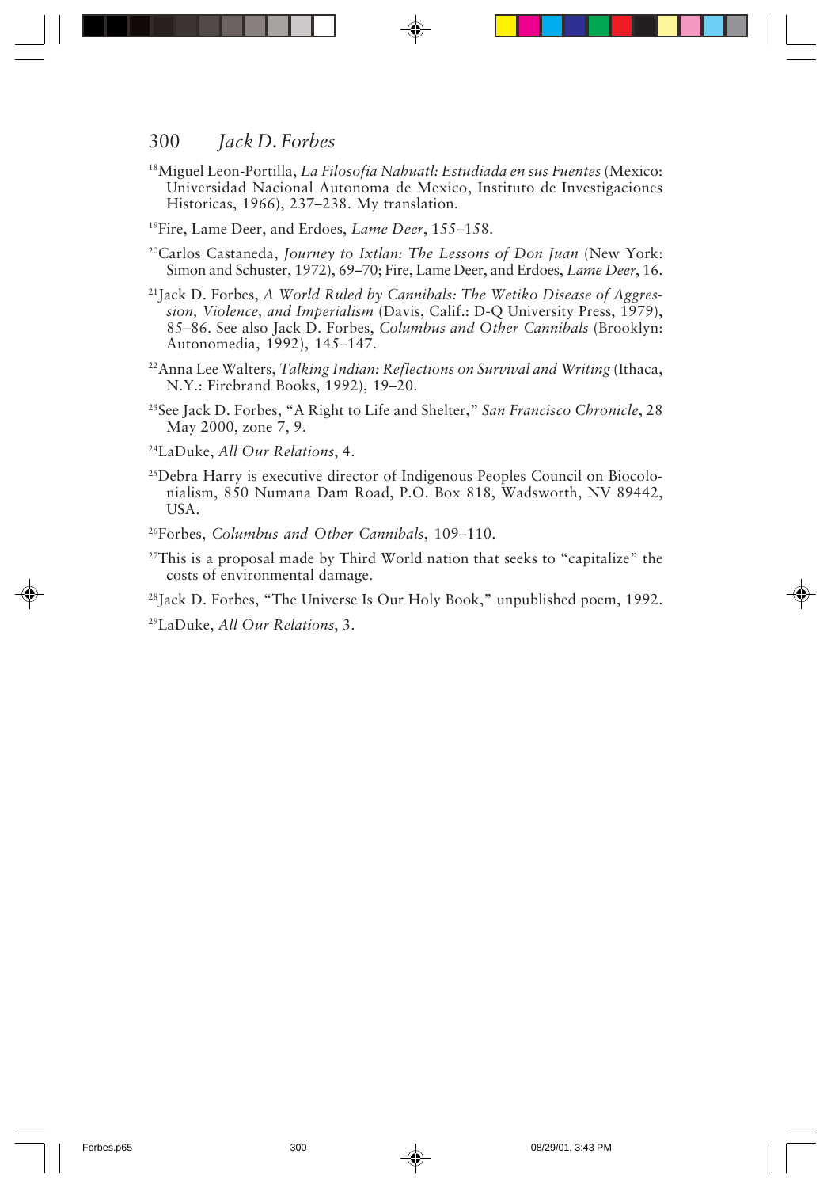[18]Miguel Leon-Portilla, *La Filosofia Nahuatl: Estudiada en sus Fuentes* (Mexico: Universidad Nacional Autonoma de Mexico, Instituto de Investigaciones Historicas, 1966), 237–238. My translation.

[19]Fire, Lame Deer, and Erdoes, *Lame Deer*, 155–158.

[20]Carlos Castaneda, *Journey to Ixtlan: The Lessons of Don Juan* (New York: Simon and Schuster, 1972), 69–70; Fire, Lame Deer, and Erdoes, *Lame Deer*, 16.

[21]Jack D. Forbes, *A World Ruled by Cannibals: The Wetiko Disease of Aggression, Violence, and Imperialism* (Davis, Calif.: D-Q University Press, 1979), 85–86. See also Jack D. Forbes, *Columbus and Other Cannibals* (Brooklyn: Autonomedia, 1992), 145–147.

[22]Anna Lee Walters, *Talking Indian: Reflections on Survival and Writing* (Ithaca, N.Y.: Firebrand Books, 1992), 19–20.

[23]See Jack D. Forbes, "A Right to Life and Shelter," *San Francisco Chronicle*, 28 May 2000, zone 7, 9.

[24]LaDuke, *All Our Relations*, 4.

[25]Debra Harry is executive director of Indigenous Peoples Council on Biocolonialism, 850 Numana Dam Road, P.O. Box 818, Wadsworth, NV 89442, USA.

[26]Forbes, *Columbus and Other Cannibals*, 109–110.

[27]This is a proposal made by Third World nation that seeks to "capitalize" the costs of environmental damage.

[28]Jack D. Forbes, "The Universe Is Our Holy Book," unpublished poem, 1992.

[29]LaDuke, *All Our Relations*, 3.